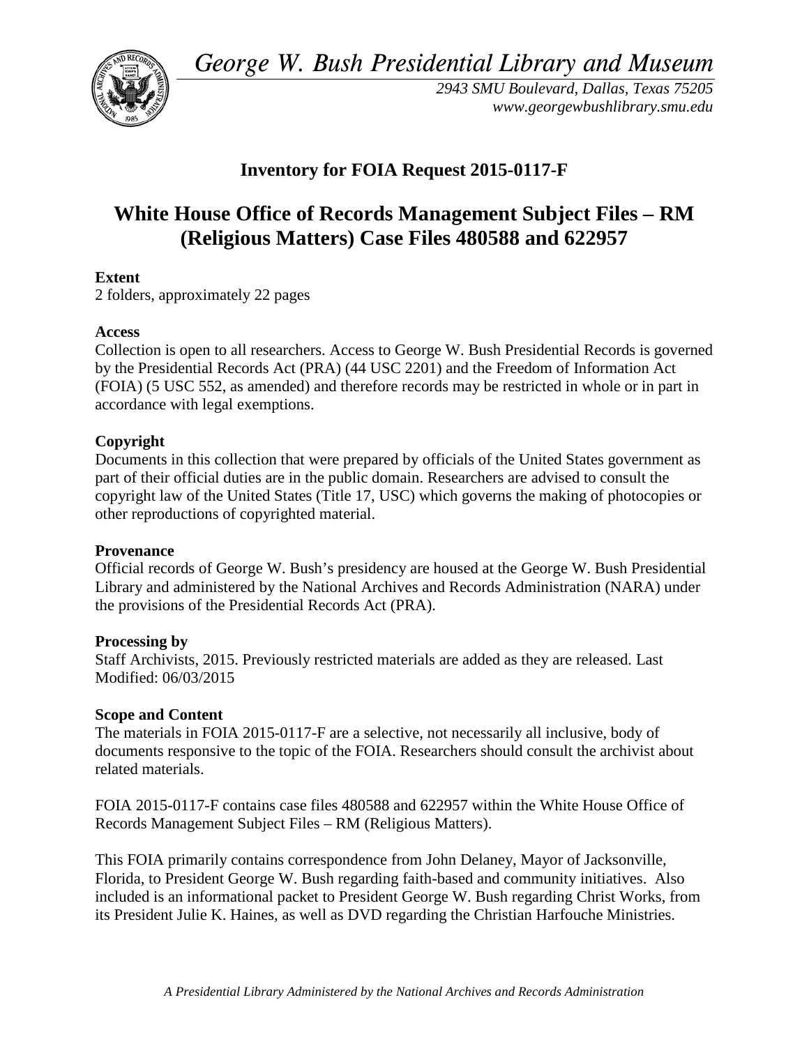*George W. Bush Presidential Library and Museum*

*2943 SMU Boulevard, Dallas, Texas 75205*
*www.georgewbushlibrary.smu.edu*

# Inventory for FOIA Request 2015-0117-F

# White House Office of Records Management Subject Files – RM (Religious Matters) Case Files 480588 and 622957

**Extent**
2 folders, approximately 22 pages

**Access**
Collection is open to all researchers. Access to George W. Bush Presidential Records is governed by the Presidential Records Act (PRA) (44 USC 2201) and the Freedom of Information Act (FOIA) (5 USC 552, as amended) and therefore records may be restricted in whole or in part in accordance with legal exemptions.

**Copyright**
Documents in this collection that were prepared by officials of the United States government as part of their official duties are in the public domain. Researchers are advised to consult the copyright law of the United States (Title 17, USC) which governs the making of photocopies or other reproductions of copyrighted material.

**Provenance**
Official records of George W. Bush's presidency are housed at the George W. Bush Presidential Library and administered by the National Archives and Records Administration (NARA) under the provisions of the Presidential Records Act (PRA).

**Processing by**
Staff Archivists, 2015. Previously restricted materials are added as they are released. Last Modified: 06/03/2015

**Scope and Content**
The materials in FOIA 2015-0117-F are a selective, not necessarily all inclusive, body of documents responsive to the topic of the FOIA. Researchers should consult the archivist about related materials.

FOIA 2015-0117-F contains case files 480588 and 622957 within the White House Office of Records Management Subject Files – RM (Religious Matters).

This FOIA primarily contains correspondence from John Delaney, Mayor of Jacksonville, Florida, to President George W. Bush regarding faith-based and community initiatives. Also included is an informational packet to President George W. Bush regarding Christ Works, from its President Julie K. Haines, as well as DVD regarding the Christian Harfouche Ministries.

*A Presidential Library Administered by the National Archives and Records Administration*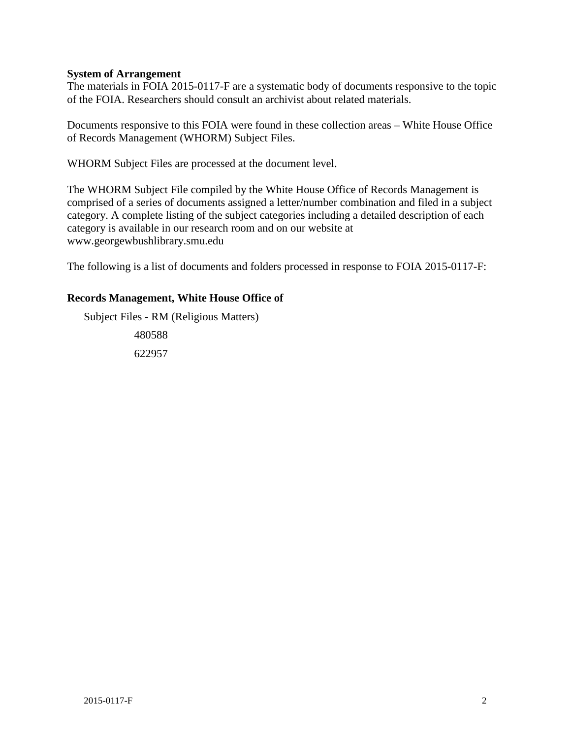**System of Arrangement**

The materials in FOIA 2015-0117-F are a systematic body of documents responsive to the topic of the FOIA. Researchers should consult an archivist about related materials.

Documents responsive to this FOIA were found in these collection areas – White House Office of Records Management (WHORM) Subject Files.

WHORM Subject Files are processed at the document level.

The WHORM Subject File compiled by the White House Office of Records Management is comprised of a series of documents assigned a letter/number combination and filed in a subject category. A complete listing of the subject categories including a detailed description of each category is available in our research room and on our website at www.georgewbushlibrary.smu.edu

The following is a list of documents and folders processed in response to FOIA 2015-0117-F:

**Records Management, White House Office of**

- Subject Files - RM (Religious Matters)
  - 480588
  - 622957